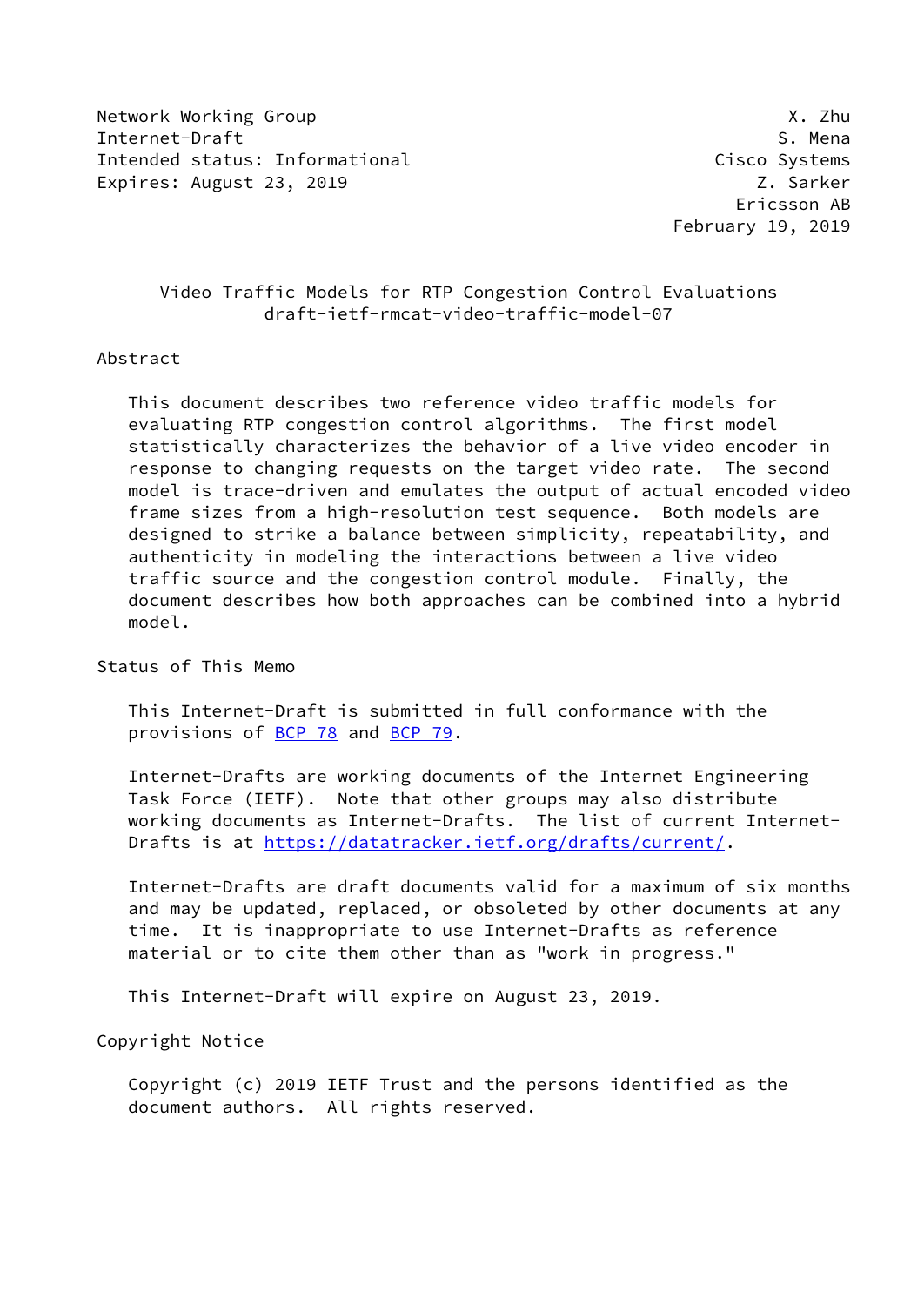Network Working Group X. Zhu
Internet-Draft S. Mena
Intended status: Informational Cisco Systems
Expires: August 23, 2019 Z. Sarker
Ericsson AB
February 19, 2019

# Video Traffic Models for RTP Congestion Control Evaluations
## draft-ietf-rmcat-video-traffic-model-07

## Abstract

This document describes two reference video traffic models for evaluating RTP congestion control algorithms. The first model statistically characterizes the behavior of a live video encoder in response to changing requests on the target video rate. The second model is trace-driven and emulates the output of actual encoded video frame sizes from a high-resolution test sequence. Both models are designed to strike a balance between simplicity, repeatability, and authenticity in modeling the interactions between a live video traffic source and the congestion control module. Finally, the document describes how both approaches can be combined into a hybrid model.

## Status of This Memo

This Internet-Draft is submitted in full conformance with the provisions of BCP 78 and BCP 79.

Internet-Drafts are working documents of the Internet Engineering Task Force (IETF). Note that other groups may also distribute working documents as Internet-Drafts. The list of current Internet-Drafts is at https://datatracker.ietf.org/drafts/current/.

Internet-Drafts are draft documents valid for a maximum of six months and may be updated, replaced, or obsoleted by other documents at any time. It is inappropriate to use Internet-Drafts as reference material or to cite them other than as "work in progress."

This Internet-Draft will expire on August 23, 2019.

## Copyright Notice

Copyright (c) 2019 IETF Trust and the persons identified as the document authors. All rights reserved.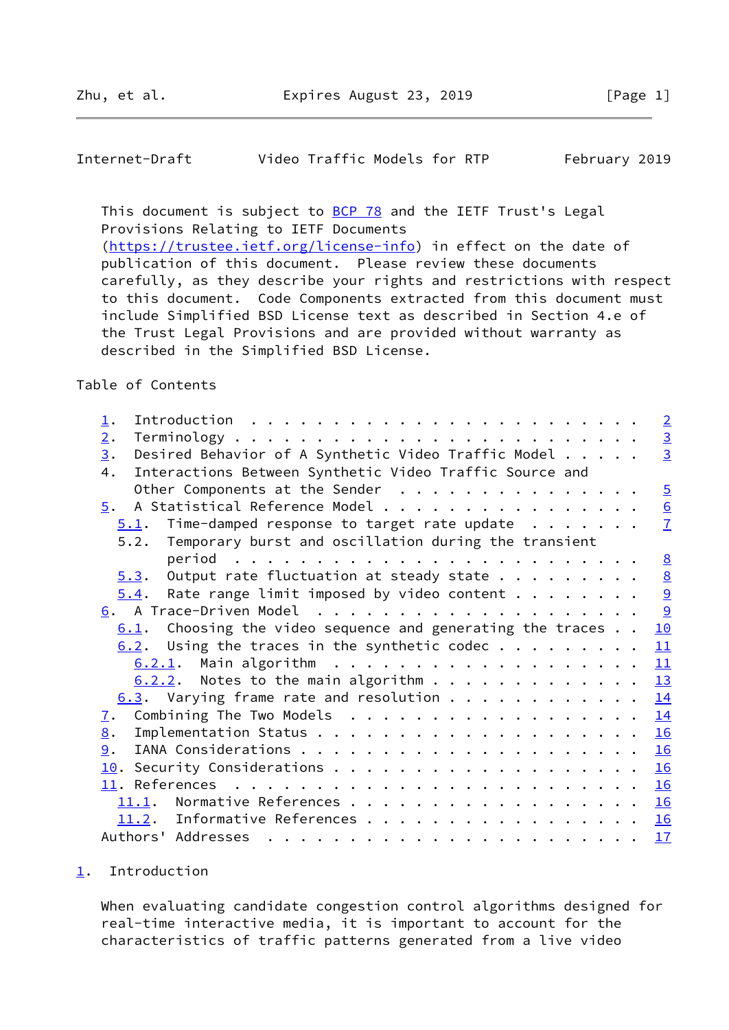This document is subject to BCP 78 and the IETF Trust's Legal Provisions Relating to IETF Documents (https://trustee.ietf.org/license-info) in effect on the date of publication of this document. Please review these documents carefully, as they describe your rights and restrictions with respect to this document. Code Components extracted from this document must include Simplified BSD License text as described in Section 4.e of the Trust Legal Provisions and are provided without warranty as described in the Simplified BSD License.

Table of Contents

```
   1.  Introduction . . . . . . . . . . . . . . . . . . . . . . . .   2
   2.  Terminology  . . . . . . . . . . . . . . . . . . . . . . . .   3
   3.  Desired Behavior of A Synthetic Video Traffic Model  . . . .   3
   4.  Interactions Between Synthetic Video Traffic Source and
       Other Components at the Sender . . . . . . . . . . . . . . .   5
   5.  A Statistical Reference Model  . . . . . . . . . . . . . . .   6
     5.1.  Time-damped response to target rate update . . . . . . .   7
     5.2.  Temporary burst and oscillation during the transient
           period . . . . . . . . . . . . . . . . . . . . . . . . .   8
     5.3.  Output rate fluctuation at steady state  . . . . . . . .   8
     5.4.  Rate range limit imposed by video content  . . . . . . .   9
   6.  A Trace-Driven Model . . . . . . . . . . . . . . . . . . . .   9
     6.1.  Choosing the video sequence and generating the traces  .  10
     6.2.  Using the traces in the synthetic codec  . . . . . . . .  11
       6.2.1.  Main algorithm . . . . . . . . . . . . . . . . . . .  11
       6.2.2.  Notes to the main algorithm  . . . . . . . . . . . .  13
     6.3.  Varying frame rate and resolution  . . . . . . . . . . .  14
   7.  Combining The Two Models . . . . . . . . . . . . . . . . . .  14
   8.  Implementation Status  . . . . . . . . . . . . . . . . . . .  16
   9.  IANA Considerations  . . . . . . . . . . . . . . . . . . . .  16
   10. Security Considerations  . . . . . . . . . . . . . . . . . .  16
   11. References . . . . . . . . . . . . . . . . . . . . . . . . .  16
     11.1.  Normative References  . . . . . . . . . . . . . . . . .  16
     11.2.  Informative References  . . . . . . . . . . . . . . . .  16
   Authors' Addresses . . . . . . . . . . . . . . . . . . . . . . .  17
```

## 1. Introduction

When evaluating candidate congestion control algorithms designed for real-time interactive media, it is important to account for the characteristics of traffic patterns generated from a live video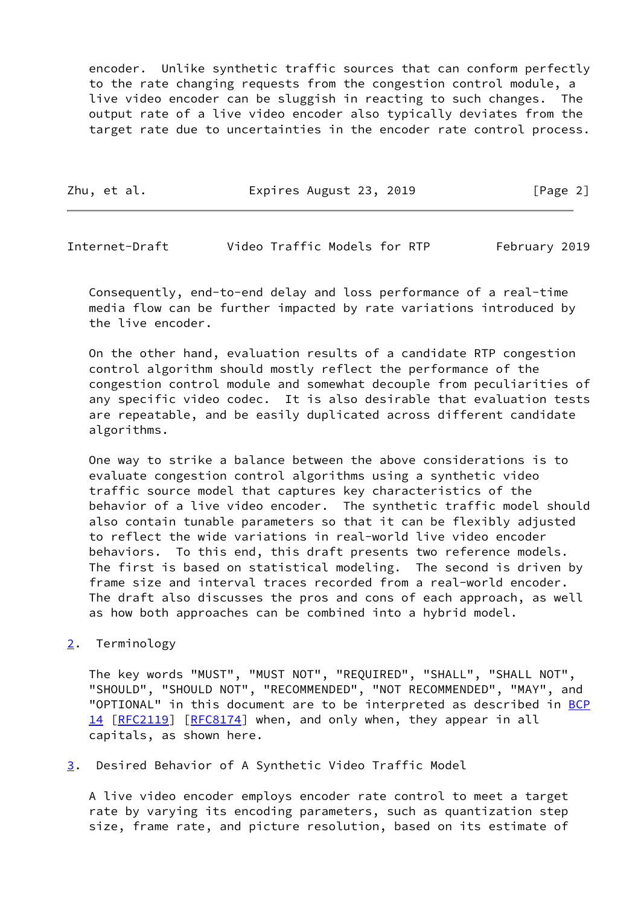encoder. Unlike synthetic traffic sources that can conform perfectly to the rate changing requests from the congestion control module, a live video encoder can be sluggish in reacting to such changes. The output rate of a live video encoder also typically deviates from the target rate due to uncertainties in the encoder rate control process. Consequently, end-to-end delay and loss performance of a real-time media flow can be further impacted by rate variations introduced by the live encoder.

On the other hand, evaluation results of a candidate RTP congestion control algorithm should mostly reflect the performance of the congestion control module and somewhat decouple from peculiarities of any specific video codec. It is also desirable that evaluation tests are repeatable, and be easily duplicated across different candidate algorithms.

One way to strike a balance between the above considerations is to evaluate congestion control algorithms using a synthetic video traffic source model that captures key characteristics of the behavior of a live video encoder. The synthetic traffic model should also contain tunable parameters so that it can be flexibly adjusted to reflect the wide variations in real-world live video encoder behaviors. To this end, this draft presents two reference models. The first is based on statistical modeling. The second is driven by frame size and interval traces recorded from a real-world encoder. The draft also discusses the pros and cons of each approach, as well as how both approaches can be combined into a hybrid model.

## 2. Terminology

The key words "MUST", "MUST NOT", "REQUIRED", "SHALL", "SHALL NOT", "SHOULD", "SHOULD NOT", "RECOMMENDED", "NOT RECOMMENDED", "MAY", and "OPTIONAL" in this document are to be interpreted as described in BCP 14 [RFC2119] [RFC8174] when, and only when, they appear in all capitals, as shown here.

## 3. Desired Behavior of A Synthetic Video Traffic Model

A live video encoder employs encoder rate control to meet a target rate by varying its encoding parameters, such as quantization step size, frame rate, and picture resolution, based on its estimate of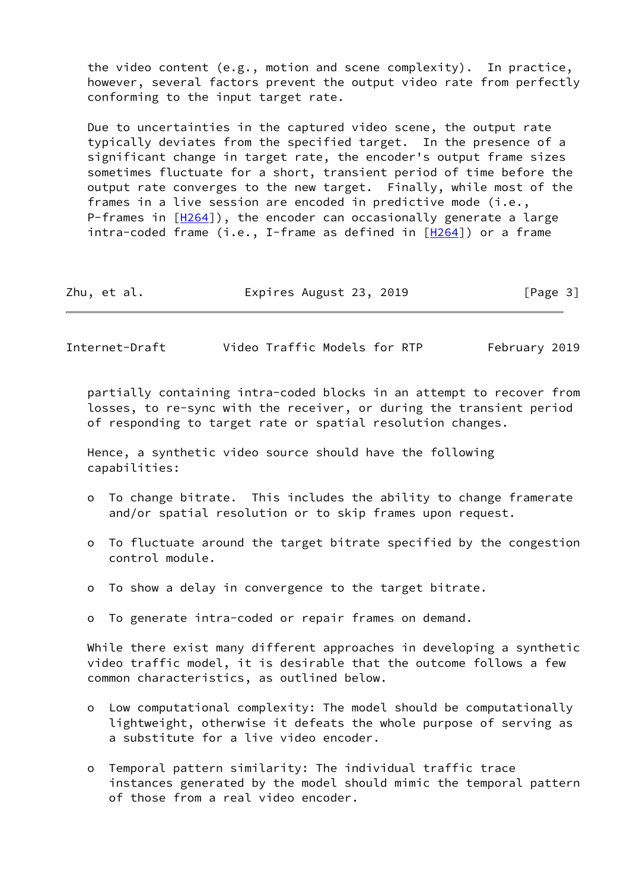the video content (e.g., motion and scene complexity). In practice, however, several factors prevent the output video rate from perfectly conforming to the input target rate.

Due to uncertainties in the captured video scene, the output rate typically deviates from the specified target. In the presence of a significant change in target rate, the encoder's output frame sizes sometimes fluctuate for a short, transient period of time before the output rate converges to the new target. Finally, while most of the frames in a live session are encoded in predictive mode (i.e., P-frames in [H264]), the encoder can occasionally generate a large intra-coded frame (i.e., I-frame as defined in [H264]) or a frame partially containing intra-coded blocks in an attempt to recover from losses, to re-sync with the receiver, or during the transient period of responding to target rate or spatial resolution changes.

Hence, a synthetic video source should have the following capabilities:

- To change bitrate. This includes the ability to change framerate and/or spatial resolution or to skip frames upon request.

- To fluctuate around the target bitrate specified by the congestion control module.

- To show a delay in convergence to the target bitrate.

- To generate intra-coded or repair frames on demand.

While there exist many different approaches in developing a synthetic video traffic model, it is desirable that the outcome follows a few common characteristics, as outlined below.

- Low computational complexity: The model should be computationally lightweight, otherwise it defeats the whole purpose of serving as a substitute for a live video encoder.

- Temporal pattern similarity: The individual traffic trace instances generated by the model should mimic the temporal pattern of those from a real video encoder.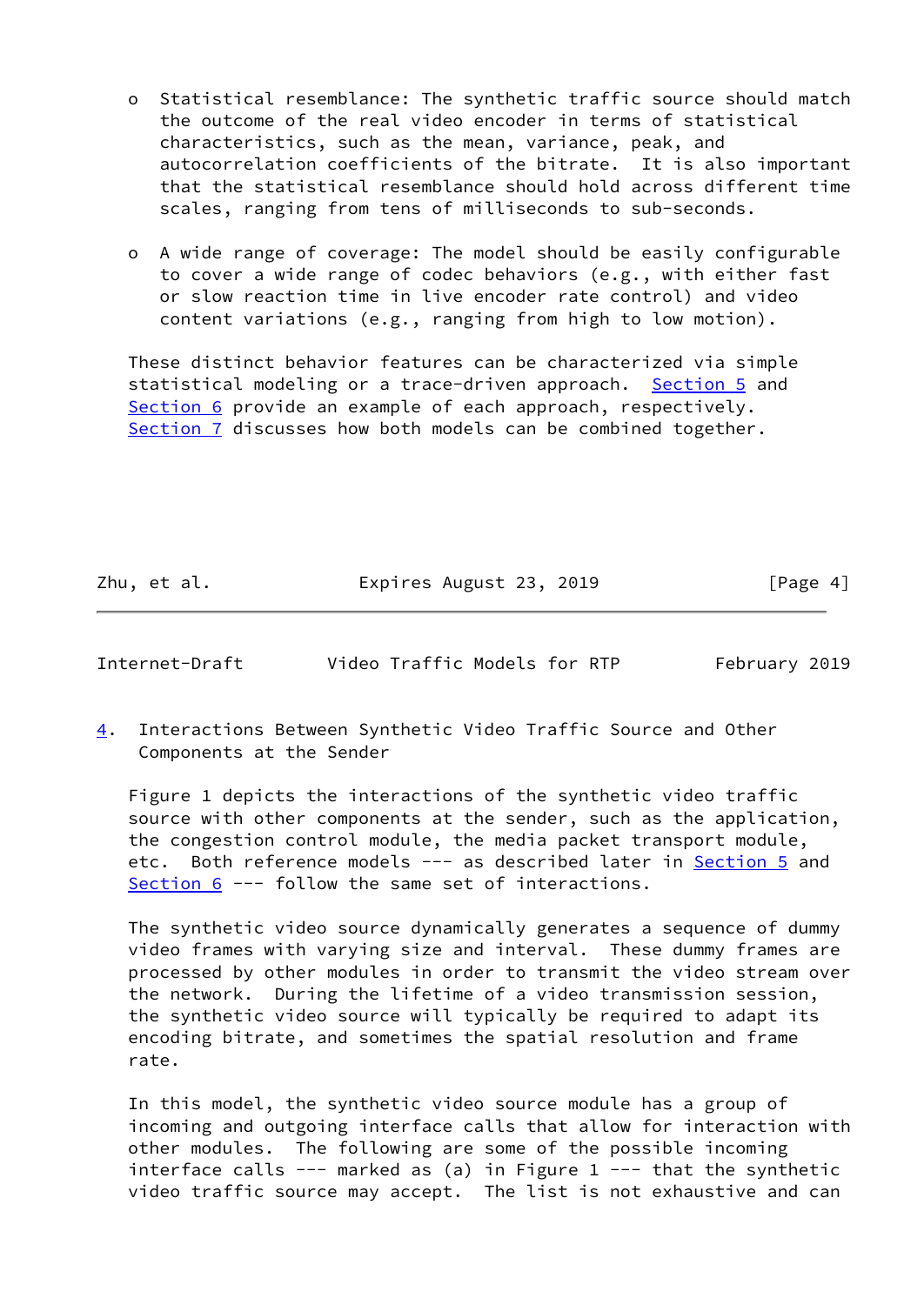- Statistical resemblance: The synthetic traffic source should match the outcome of the real video encoder in terms of statistical characteristics, such as the mean, variance, peak, and autocorrelation coefficients of the bitrate. It is also important that the statistical resemblance should hold across different time scales, ranging from tens of milliseconds to sub-seconds.

- A wide range of coverage: The model should be easily configurable to cover a wide range of codec behaviors (e.g., with either fast or slow reaction time in live encoder rate control) and video content variations (e.g., ranging from high to low motion).

These distinct behavior features can be characterized via simple statistical modeling or a trace-driven approach. Section 5 and Section 6 provide an example of each approach, respectively. Section 7 discusses how both models can be combined together.

## 4. Interactions Between Synthetic Video Traffic Source and Other Components at the Sender

Figure 1 depicts the interactions of the synthetic video traffic source with other components at the sender, such as the application, the congestion control module, the media packet transport module, etc. Both reference models --- as described later in Section 5 and Section 6 --- follow the same set of interactions.

The synthetic video source dynamically generates a sequence of dummy video frames with varying size and interval. These dummy frames are processed by other modules in order to transmit the video stream over the network. During the lifetime of a video transmission session, the synthetic video source will typically be required to adapt its encoding bitrate, and sometimes the spatial resolution and frame rate.

In this model, the synthetic video source module has a group of incoming and outgoing interface calls that allow for interaction with other modules. The following are some of the possible incoming interface calls --- marked as (a) in Figure 1 --- that the synthetic video traffic source may accept. The list is not exhaustive and can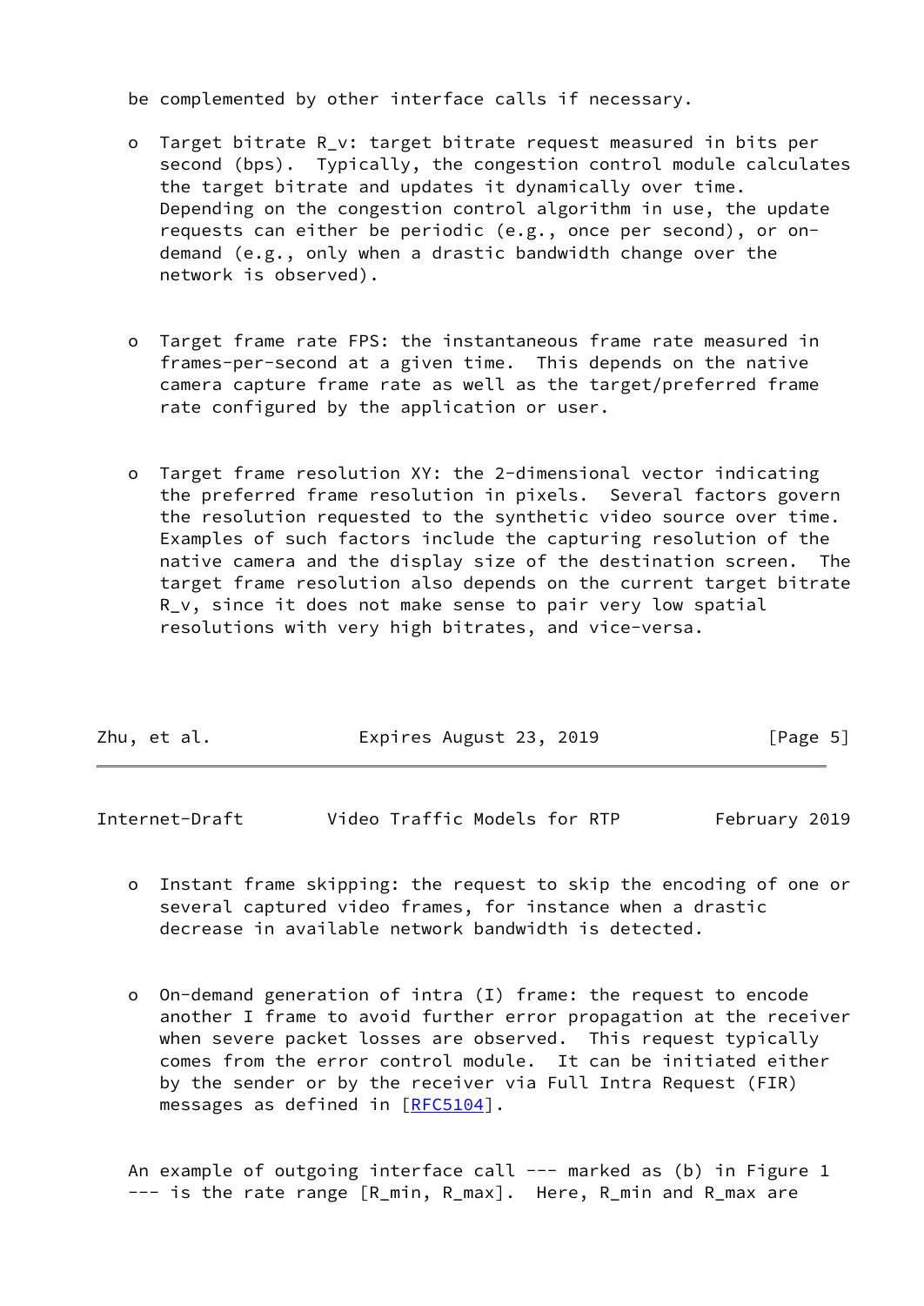be complemented by other interface calls if necessary.

- Target bitrate $R_v$: target bitrate request measured in bits per second (bps). Typically, the congestion control module calculates the target bitrate and updates it dynamically over time. Depending on the congestion control algorithm in use, the update requests can either be periodic (e.g., once per second), or on-demand (e.g., only when a drastic bandwidth change over the network is observed).

- Target frame rate FPS: the instantaneous frame rate measured in frames-per-second at a given time. This depends on the native camera capture frame rate as well as the target/preferred frame rate configured by the application or user.

- Target frame resolution XY: the 2-dimensional vector indicating the preferred frame resolution in pixels. Several factors govern the resolution requested to the synthetic video source over time. Examples of such factors include the capturing resolution of the native camera and the display size of the destination screen. The target frame resolution also depends on the current target bitrate $R_v$, since it does not make sense to pair very low spatial resolutions with very high bitrates, and vice-versa.

- Instant frame skipping: the request to skip the encoding of one or several captured video frames, for instance when a drastic decrease in available network bandwidth is detected.

- On-demand generation of intra (I) frame: the request to encode another I frame to avoid further error propagation at the receiver when severe packet losses are observed. This request typically comes from the error control module. It can be initiated either by the sender or by the receiver via Full Intra Request (FIR) messages as defined in [RFC5104].

An example of outgoing interface call --- marked as (b) in Figure 1 --- is the rate range [$R_{min}$, $R_{max}$]. Here, $R_{min}$ and $R_{max}$ are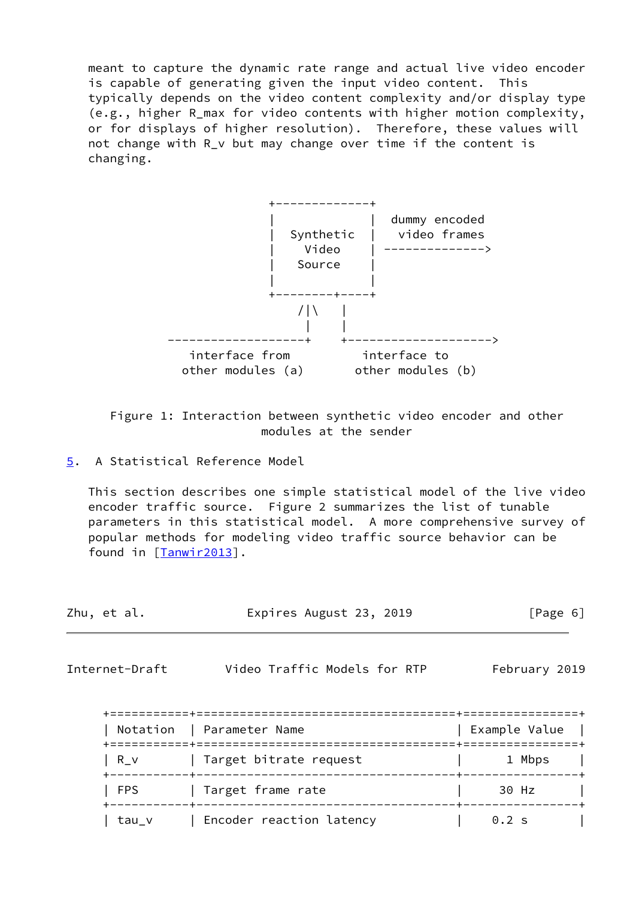meant to capture the dynamic rate range and actual live video encoder is capable of generating given the input video content. This typically depends on the video content complexity and/or display type (e.g., higher $R_{max}$ for video contents with higher motion complexity, or for displays of higher resolution). Therefore, these values will not change with $R_v$ but may change over time if the content is changing.

```
                     +-------------+
                     |             |  dummy encoded
                     |  Synthetic  |   video frames
                     |    Video    | -------------->
                     |   Source    |
                     |             |
                     +--------+----+
                         /|\    |
                          |     |
       -------------------+     +-------------------->
          interface from           interface to
         other modules (a)       other modules (b)
```

Figure 1: Interaction between synthetic video encoder and other modules at the sender

## 5. A Statistical Reference Model

This section describes one simple statistical model of the live video encoder traffic source. Figure 2 summarizes the list of tunable parameters in this statistical model. A more comprehensive survey of popular methods for modeling video traffic source behavior can be found in [Tanwir2013].

| Notation | Parameter Name | Example Value |
|---|---|---|
| R_v | Target bitrate request | 1 Mbps |
| FPS | Target frame rate | 30 Hz |
| tau_v | Encoder reaction latency | 0.2 s |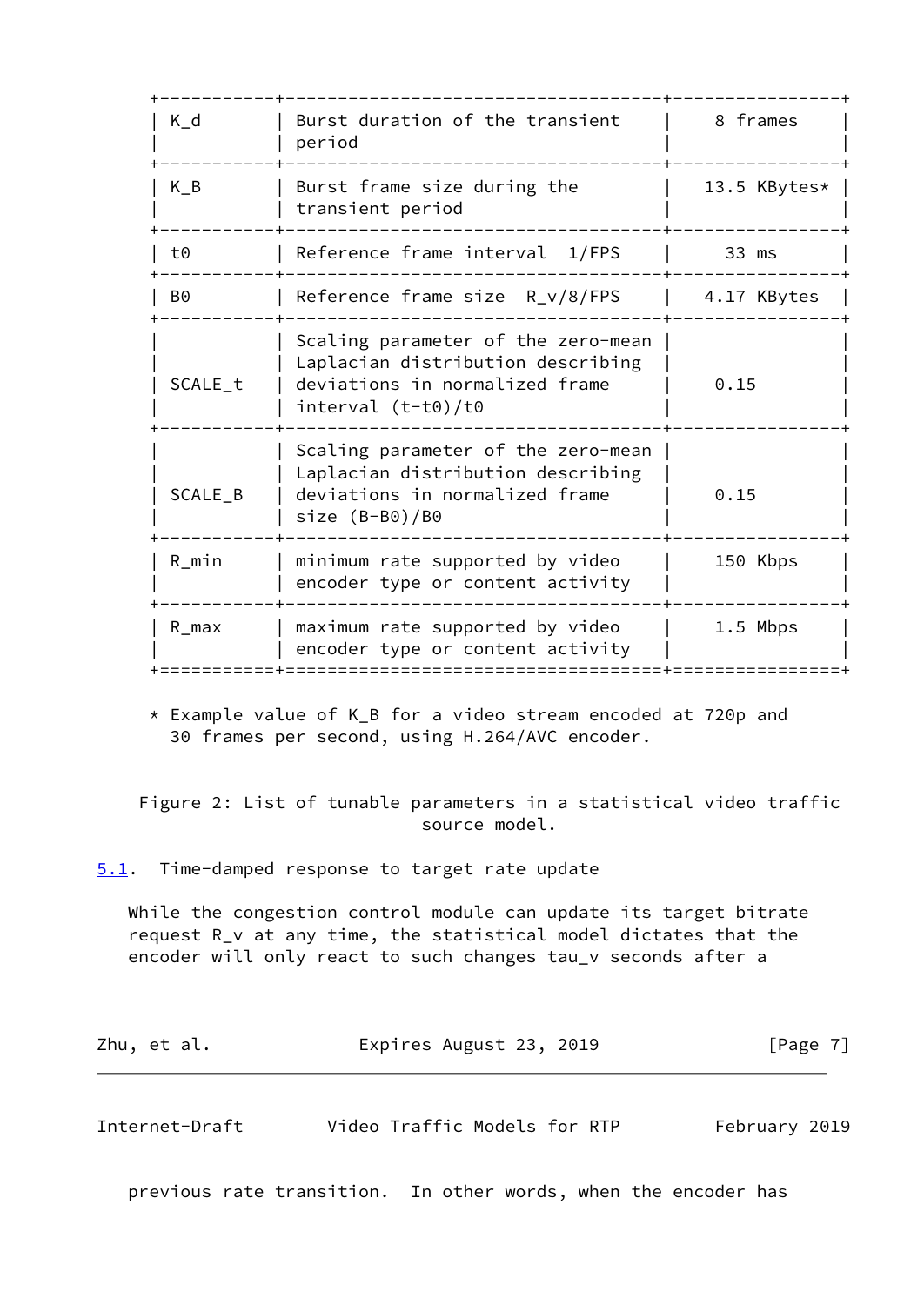| | | |
|---|---|---|
| $K_d$ | Burst duration of the transient period | 8 frames |
| $K_B$ | Burst frame size during the transient period | 13.5 KBytes* |
| $t0$ | Reference frame interval 1/FPS | 33 ms |
| $B0$ | Reference frame size $R_v/8/FPS$ | 4.17 KBytes |
| $SCALE_t$ | Scaling parameter of the zero-mean Laplacian distribution describing deviations in normalized frame interval $(t-t0)/t0$ | 0.15 |
| $SCALE_B$ | Scaling parameter of the zero-mean Laplacian distribution describing deviations in normalized frame size $(B-B0)/B0$ | 0.15 |
| $R_{min}$ | minimum rate supported by video encoder type or content activity | 150 Kbps |
| $R_{max}$ | maximum rate supported by video encoder type or content activity | 1.5 Mbps |

\* Example value of $K_B$ for a video stream encoded at 720p and 30 frames per second, using H.264/AVC encoder.

Figure 2: List of tunable parameters in a statistical video traffic source model.

### 5.1. Time-damped response to target rate update

While the congestion control module can update its target bitrate request $R_v$ at any time, the statistical model dictates that the encoder will only react to such changes $tau_v$ seconds after a previous rate transition. In other words, when the encoder has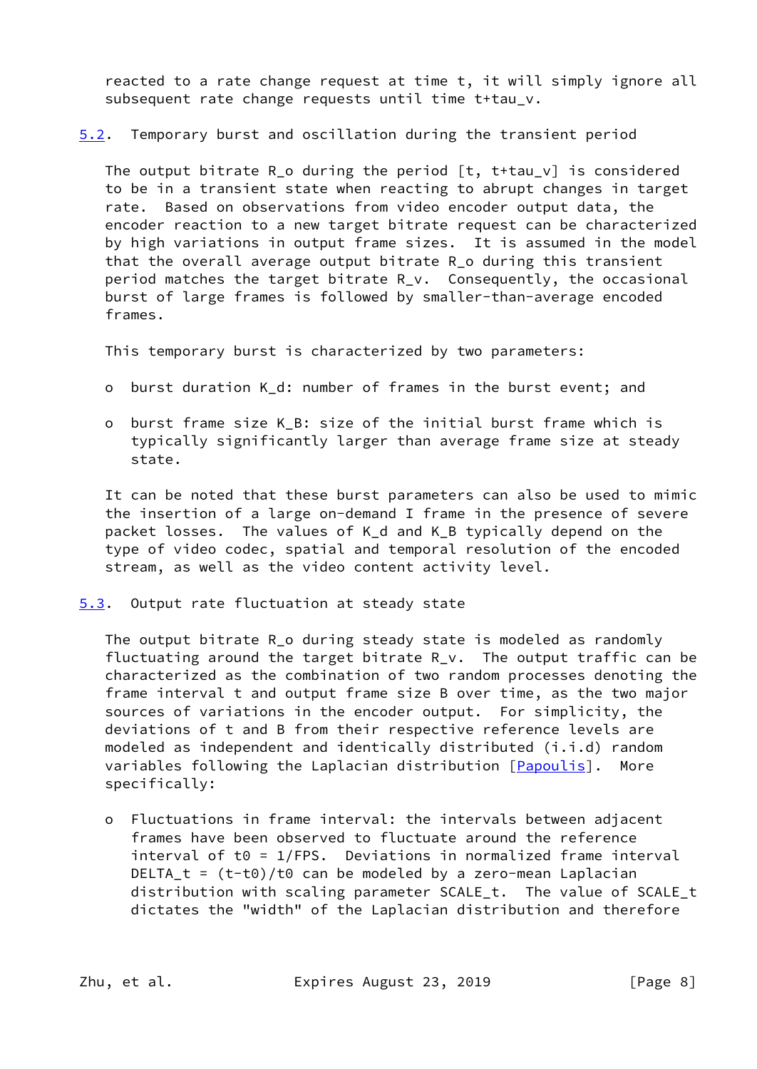reacted to a rate change request at time $t$, it will simply ignore all subsequent rate change requests until time $t+\tau_v$.

### 5.2. Temporary burst and oscillation during the transient period

The output bitrate $R_o$ during the period $[t, t+\tau_v]$ is considered to be in a transient state when reacting to abrupt changes in target rate. Based on observations from video encoder output data, the encoder reaction to a new target bitrate request can be characterized by high variations in output frame sizes. It is assumed in the model that the overall average output bitrate $R_o$ during this transient period matches the target bitrate $R_v$. Consequently, the occasional burst of large frames is followed by smaller-than-average encoded frames.

This temporary burst is characterized by two parameters:

- burst duration $K_d$: number of frames in the burst event; and
- burst frame size $K_B$: size of the initial burst frame which is typically significantly larger than average frame size at steady state.

It can be noted that these burst parameters can also be used to mimic the insertion of a large on-demand I frame in the presence of severe packet losses. The values of $K_d$ and $K_B$ typically depend on the type of video codec, spatial and temporal resolution of the encoded stream, as well as the video content activity level.

### 5.3. Output rate fluctuation at steady state

The output bitrate $R_o$ during steady state is modeled as randomly fluctuating around the target bitrate $R_v$. The output traffic can be characterized as the combination of two random processes denoting the frame interval $t$ and output frame size $B$ over time, as the two major sources of variations in the encoder output. For simplicity, the deviations of $t$ and $B$ from their respective reference levels are modeled as independent and identically distributed (i.i.d) random variables following the Laplacian distribution [Papoulis]. More specifically:

- Fluctuations in frame interval: the intervals between adjacent frames have been observed to fluctuate around the reference interval of $t0 = 1/FPS$. Deviations in normalized frame interval $DELTA_t = (t-t0)/t0$ can be modeled by a zero-mean Laplacian distribution with scaling parameter $SCALE_t$. The value of $SCALE_t$ dictates the "width" of the Laplacian distribution and therefore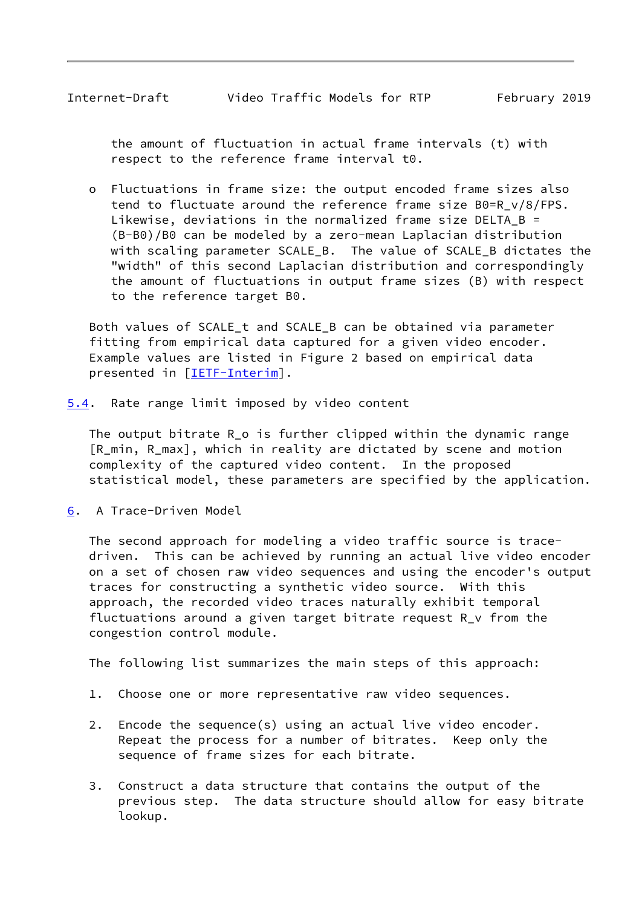the amount of fluctuation in actual frame intervals ($t$) with respect to the reference frame interval $t_0$.

- Fluctuations in frame size: the output encoded frame sizes also tend to fluctuate around the reference frame size $B_0 = R_v/8/FPS$. Likewise, deviations in the normalized frame size $DELTA\_B = (B-B_0)/B_0$ can be modeled by a zero-mean Laplacian distribution with scaling parameter SCALE_B. The value of SCALE_B dictates the "width" of this second Laplacian distribution and correspondingly the amount of fluctuations in output frame sizes ($B$) with respect to the reference target $B_0$.

Both values of SCALE_t and SCALE_B can be obtained via parameter fitting from empirical data captured for a given video encoder. Example values are listed in Figure 2 based on empirical data presented in [IETF-Interim].

## 5.4. Rate range limit imposed by video content

The output bitrate $R_o$ is further clipped within the dynamic range $[R_{min}, R_{max}]$, which in reality are dictated by scene and motion complexity of the captured video content. In the proposed statistical model, these parameters are specified by the application.

# 6. A Trace-Driven Model

The second approach for modeling a video traffic source is trace-driven. This can be achieved by running an actual live video encoder on a set of chosen raw video sequences and using the encoder's output traces for constructing a synthetic video source. With this approach, the recorded video traces naturally exhibit temporal fluctuations around a given target bitrate request $R_v$ from the congestion control module.

The following list summarizes the main steps of this approach:

1. Choose one or more representative raw video sequences.

2. Encode the sequence(s) using an actual live video encoder. Repeat the process for a number of bitrates. Keep only the sequence of frame sizes for each bitrate.

3. Construct a data structure that contains the output of the previous step. The data structure should allow for easy bitrate lookup.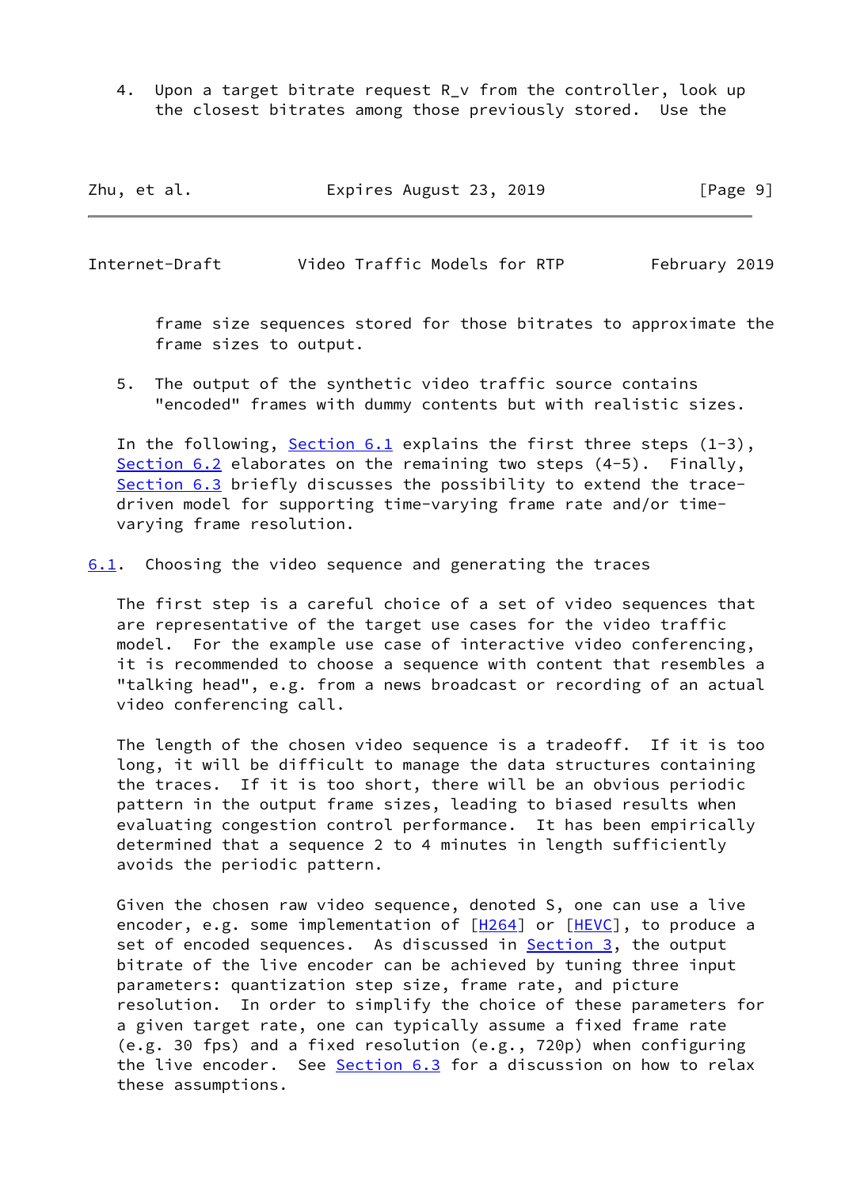4. Upon a target bitrate request $R_v$ from the controller, look up the closest bitrates among those previously stored. Use the frame size sequences stored for those bitrates to approximate the frame sizes to output.

5. The output of the synthetic video traffic source contains "encoded" frames with dummy contents but with realistic sizes.

In the following, Section 6.1 explains the first three steps (1-3), Section 6.2 elaborates on the remaining two steps (4-5). Finally, Section 6.3 briefly discusses the possibility to extend the trace-driven model for supporting time-varying frame rate and/or time-varying frame resolution.

## 6.1. Choosing the video sequence and generating the traces

The first step is a careful choice of a set of video sequences that are representative of the target use cases for the video traffic model. For the example use case of interactive video conferencing, it is recommended to choose a sequence with content that resembles a "talking head", e.g. from a news broadcast or recording of an actual video conferencing call.

The length of the chosen video sequence is a tradeoff. If it is too long, it will be difficult to manage the data structures containing the traces. If it is too short, there will be an obvious periodic pattern in the output frame sizes, leading to biased results when evaluating congestion control performance. It has been empirically determined that a sequence 2 to 4 minutes in length sufficiently avoids the periodic pattern.

Given the chosen raw video sequence, denoted S, one can use a live encoder, e.g. some implementation of [H264] or [HEVC], to produce a set of encoded sequences. As discussed in Section 3, the output bitrate of the live encoder can be achieved by tuning three input parameters: quantization step size, frame rate, and picture resolution. In order to simplify the choice of these parameters for a given target rate, one can typically assume a fixed frame rate (e.g. 30 fps) and a fixed resolution (e.g., 720p) when configuring the live encoder. See Section 6.3 for a discussion on how to relax these assumptions.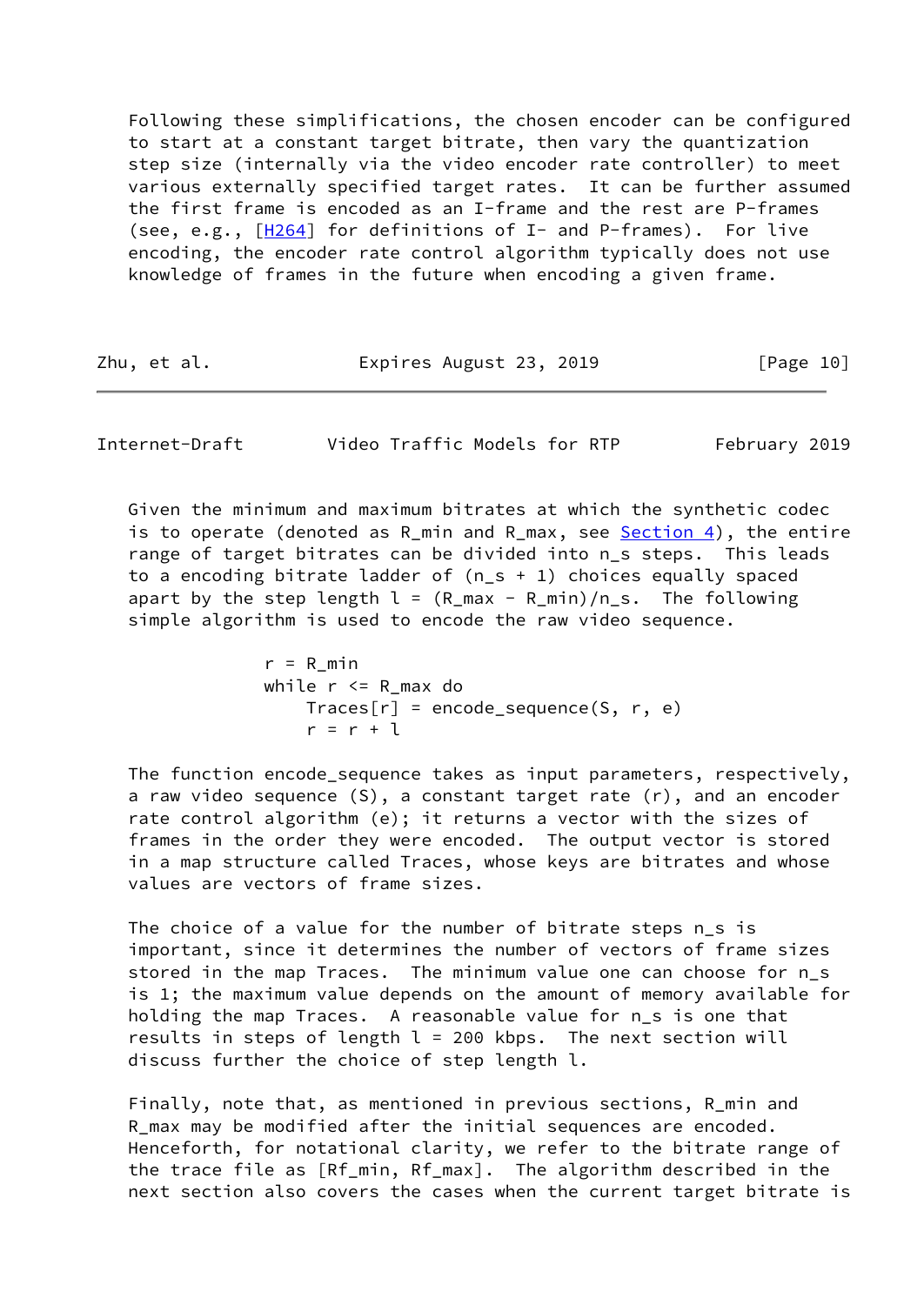Following these simplifications, the chosen encoder can be configured to start at a constant target bitrate, then vary the quantization step size (internally via the video encoder rate controller) to meet various externally specified target rates. It can be further assumed the first frame is encoded as an I-frame and the rest are P-frames (see, e.g., [H264] for definitions of I- and P-frames). For live encoding, the encoder rate control algorithm typically does not use knowledge of frames in the future when encoding a given frame.

Given the minimum and maximum bitrates at which the synthetic codec is to operate (denoted as $R_{min}$ and $R_{max}$, see Section 4), the entire range of target bitrates can be divided into $n_s$ steps. This leads to a encoding bitrate ladder of $(n_s + 1)$ choices equally spaced apart by the step length $l = (R_{max} - R_{min})/n_s$. The following simple algorithm is used to encode the raw video sequence.

```
r = R_min
while r <= R_max do
    Traces[r] = encode_sequence(S, r, e)
    r = r + l
```

The function encode_sequence takes as input parameters, respectively, a raw video sequence (S), a constant target rate (r), and an encoder rate control algorithm (e); it returns a vector with the sizes of frames in the order they were encoded. The output vector is stored in a map structure called Traces, whose keys are bitrates and whose values are vectors of frame sizes.

The choice of a value for the number of bitrate steps $n_s$ is important, since it determines the number of vectors of frame sizes stored in the map Traces. The minimum value one can choose for $n_s$ is 1; the maximum value depends on the amount of memory available for holding the map Traces. A reasonable value for $n_s$ is one that results in steps of length $l = 200$ kbps. The next section will discuss further the choice of step length $l$.

Finally, note that, as mentioned in previous sections, $R_{min}$ and $R_{max}$ may be modified after the initial sequences are encoded. Henceforth, for notational clarity, we refer to the bitrate range of the trace file as $[Rf_{min}, Rf_{max}]$. The algorithm described in the next section also covers the cases when the current target bitrate is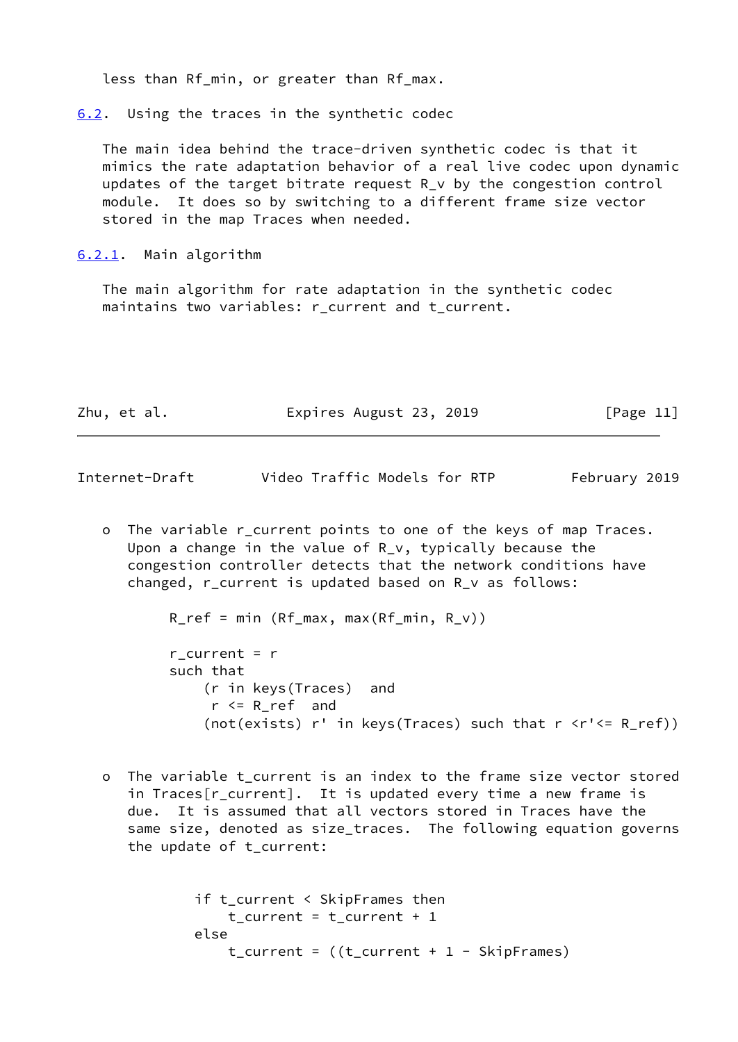less than Rf_min, or greater than Rf_max.

## 6.2. Using the traces in the synthetic codec

The main idea behind the trace-driven synthetic codec is that it mimics the rate adaptation behavior of a real live codec upon dynamic updates of the target bitrate request R_v by the congestion control module. It does so by switching to a different frame size vector stored in the map Traces when needed.

### 6.2.1. Main algorithm

The main algorithm for rate adaptation in the synthetic codec maintains two variables: r_current and t_current.

- The variable r_current points to one of the keys of map Traces. Upon a change in the value of R_v, typically because the congestion controller detects that the network conditions have changed, r_current is updated based on R_v as follows:

```
R_ref = min (Rf_max, max(Rf_min, R_v))

r_current = r
such that
    (r in keys(Traces)  and
     r <= R_ref  and
    (not(exists) r' in keys(Traces) such that r <r'<= R_ref))
```

- The variable t_current is an index to the frame size vector stored in Traces[r_current]. It is updated every time a new frame is due. It is assumed that all vectors stored in Traces have the same size, denoted as size_traces. The following equation governs the update of t_current:

```
if t_current < SkipFrames then
    t_current = t_current + 1
else
    t_current = ((t_current + 1 - SkipFrames)
```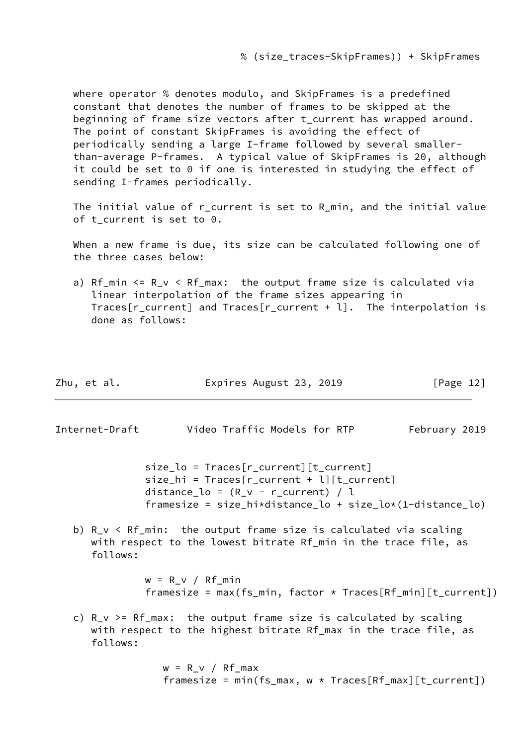```
% (size_traces-SkipFrames)) + SkipFrames
```

where operator % denotes modulo, and SkipFrames is a predefined constant that denotes the number of frames to be skipped at the beginning of frame size vectors after t_current has wrapped around. The point of constant SkipFrames is avoiding the effect of periodically sending a large I-frame followed by several smaller-than-average P-frames. A typical value of SkipFrames is 20, although it could be set to 0 if one is interested in studying the effect of sending I-frames periodically.

The initial value of r_current is set to R_min, and the initial value of t_current is set to 0.

When a new frame is due, its size can be calculated following one of the three cases below:

a) Rf_min <= R_v < Rf_max: the output frame size is calculated via linear interpolation of the frame sizes appearing in Traces[r_current] and Traces[r_current + l]. The interpolation is done as follows:

```
size_lo = Traces[r_current][t_current]
size_hi = Traces[r_current + l][t_current]
distance_lo = (R_v - r_current) / l
framesize = size_hi*distance_lo + size_lo*(1-distance_lo)
```

b) R_v < Rf_min: the output frame size is calculated via scaling with respect to the lowest bitrate Rf_min in the trace file, as follows:

```
w = R_v / Rf_min
framesize = max(fs_min, factor * Traces[Rf_min][t_current])
```

c) R_v >= Rf_max: the output frame size is calculated by scaling with respect to the highest bitrate Rf_max in the trace file, as follows:

```
w = R_v / Rf_max
framesize = min(fs_max, w * Traces[Rf_max][t_current])
```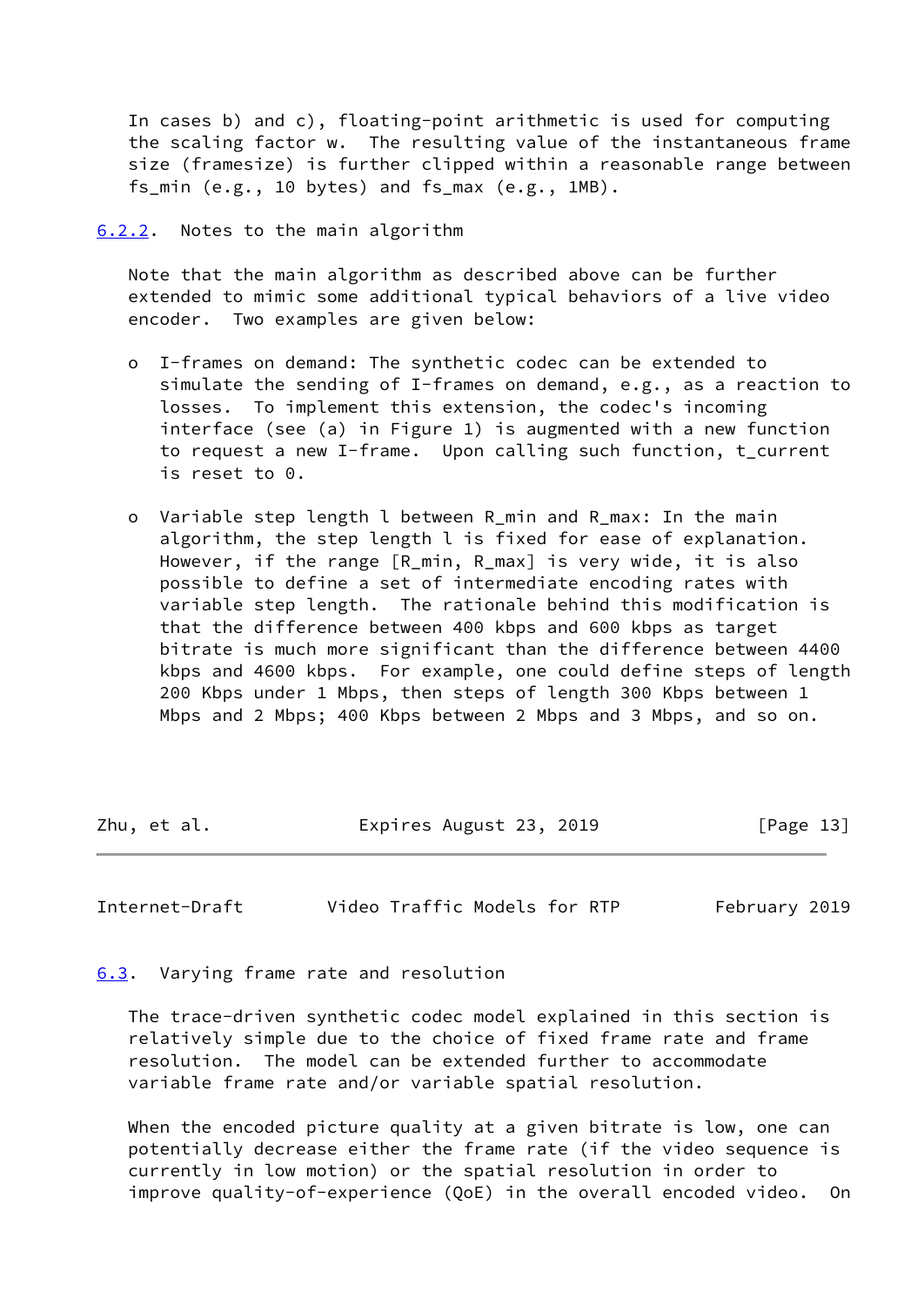In cases b) and c), floating-point arithmetic is used for computing the scaling factor w. The resulting value of the instantaneous frame size (framesize) is further clipped within a reasonable range between $fs_{min}$ (e.g., 10 bytes) and $fs_{max}$ (e.g., 1MB).

### 6.2.2. Notes to the main algorithm

Note that the main algorithm as described above can be further extended to mimic some additional typical behaviors of a live video encoder. Two examples are given below:

- I-frames on demand: The synthetic codec can be extended to simulate the sending of I-frames on demand, e.g., as a reaction to losses. To implement this extension, the codec's incoming interface (see (a) in Figure 1) is augmented with a new function to request a new I-frame. Upon calling such function, $t_{current}$ is reset to 0.

- Variable step length l between $R_{min}$ and $R_{max}$: In the main algorithm, the step length l is fixed for ease of explanation. However, if the range [$R_{min}$, $R_{max}$] is very wide, it is also possible to define a set of intermediate encoding rates with variable step length. The rationale behind this modification is that the difference between 400 kbps and 600 kbps as target bitrate is much more significant than the difference between 4400 kbps and 4600 kbps. For example, one could define steps of length 200 Kbps under 1 Mbps, then steps of length 300 Kbps between 1 Mbps and 2 Mbps; 400 Kbps between 2 Mbps and 3 Mbps, and so on.

## 6.3. Varying frame rate and resolution

The trace-driven synthetic codec model explained in this section is relatively simple due to the choice of fixed frame rate and frame resolution. The model can be extended further to accommodate variable frame rate and/or variable spatial resolution.

When the encoded picture quality at a given bitrate is low, one can potentially decrease either the frame rate (if the video sequence is currently in low motion) or the spatial resolution in order to improve quality-of-experience (QoE) in the overall encoded video. On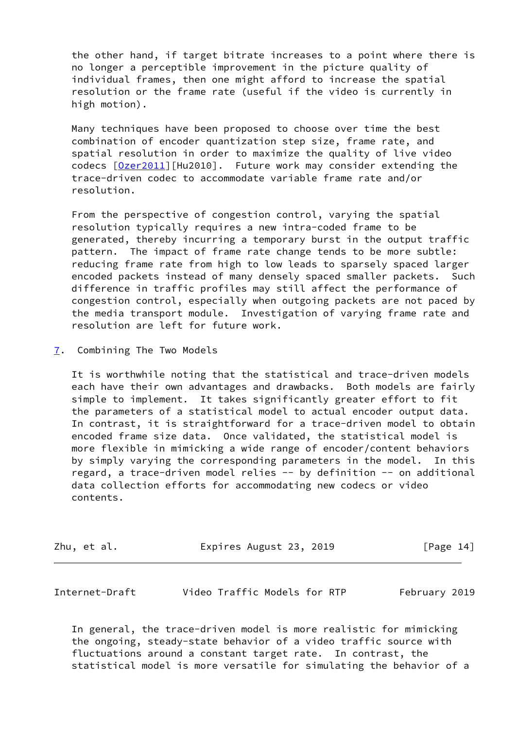the other hand, if target bitrate increases to a point where there is no longer a perceptible improvement in the picture quality of individual frames, then one might afford to increase the spatial resolution or the frame rate (useful if the video is currently in high motion).

Many techniques have been proposed to choose over time the best combination of encoder quantization step size, frame rate, and spatial resolution in order to maximize the quality of live video codecs [Ozer2011][Hu2010]. Future work may consider extending the trace-driven codec to accommodate variable frame rate and/or resolution.

From the perspective of congestion control, varying the spatial resolution typically requires a new intra-coded frame to be generated, thereby incurring a temporary burst in the output traffic pattern. The impact of frame rate change tends to be more subtle: reducing frame rate from high to low leads to sparsely spaced larger encoded packets instead of many densely spaced smaller packets. Such difference in traffic profiles may still affect the performance of congestion control, especially when outgoing packets are not paced by the media transport module. Investigation of varying frame rate and resolution are left for future work.

## 7. Combining The Two Models

It is worthwhile noting that the statistical and trace-driven models each have their own advantages and drawbacks. Both models are fairly simple to implement. It takes significantly greater effort to fit the parameters of a statistical model to actual encoder output data. In contrast, it is straightforward for a trace-driven model to obtain encoded frame size data. Once validated, the statistical model is more flexible in mimicking a wide range of encoder/content behaviors by simply varying the corresponding parameters in the model. In this regard, a trace-driven model relies -- by definition -- on additional data collection efforts for accommodating new codecs or video contents.

In general, the trace-driven model is more realistic for mimicking the ongoing, steady-state behavior of a video traffic source with fluctuations around a constant target rate. In contrast, the statistical model is more versatile for simulating the behavior of a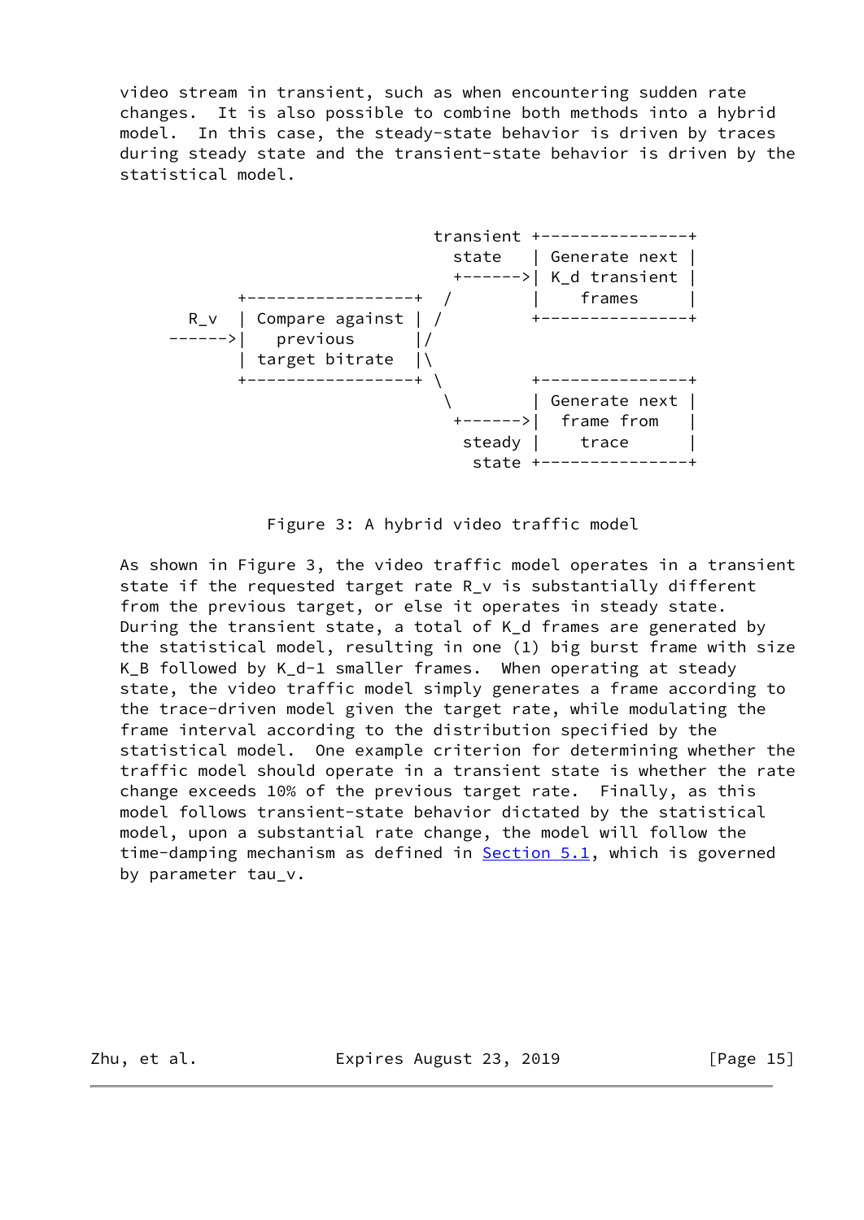video stream in transient, such as when encountering sudden rate changes. It is also possible to combine both methods into a hybrid model. In this case, the steady-state behavior is driven by traces during steady state and the transient-state behavior is driven by the statistical model.

```
                               transient +---------------+
                                 state   | Generate next |
                                 +------>| K_d transient |
            +-----------------+  /       |    frames     |
     R_v    | Compare against | /        +---------------+
    ------->|    previous     |/
            | target bitrate  |\
            +-----------------+ \        +---------------+
                                 \       | Generate next |
                                 +------>|  frame from   |
                                  steady |    trace      |
                                   state +---------------+
```

Figure 3: A hybrid video traffic model

As shown in Figure 3, the video traffic model operates in a transient state if the requested target rate $R_v$ is substantially different from the previous target, or else it operates in steady state. During the transient state, a total of $K_d$ frames are generated by the statistical model, resulting in one (1) big burst frame with size $K_B$ followed by $K_d-1$ smaller frames. When operating at steady state, the video traffic model simply generates a frame according to the trace-driven model given the target rate, while modulating the frame interval according to the distribution specified by the statistical model. One example criterion for determining whether the traffic model should operate in a transient state is whether the rate change exceeds 10% of the previous target rate. Finally, as this model follows transient-state behavior dictated by the statistical model, upon a substantial rate change, the model will follow the time-damping mechanism as defined in Section 5.1, which is governed by parameter $tau_v$.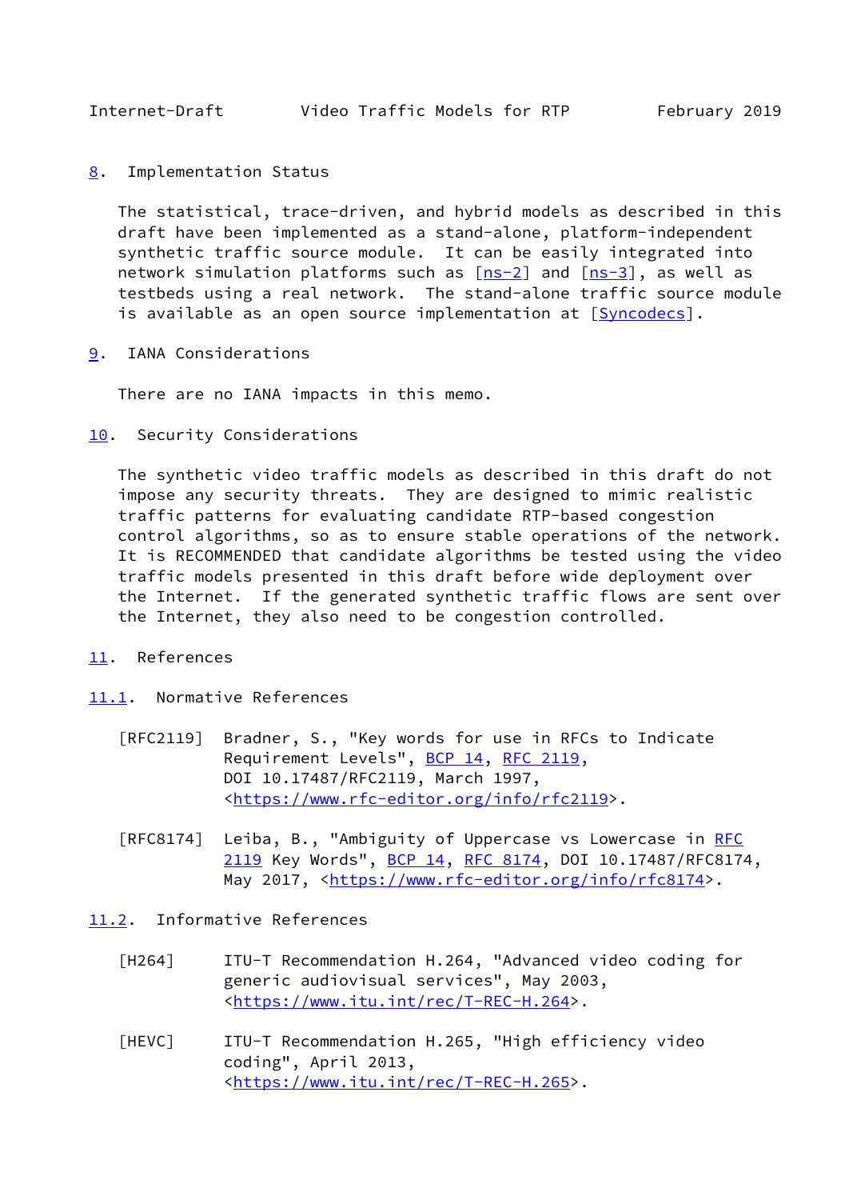## 8. Implementation Status

The statistical, trace-driven, and hybrid models as described in this draft have been implemented as a stand-alone, platform-independent synthetic traffic source module. It can be easily integrated into network simulation platforms such as [ns-2] and [ns-3], as well as testbeds using a real network. The stand-alone traffic source module is available as an open source implementation at [Syncodecs].

## 9. IANA Considerations

There are no IANA impacts in this memo.

## 10. Security Considerations

The synthetic video traffic models as described in this draft do not impose any security threats. They are designed to mimic realistic traffic patterns for evaluating candidate RTP-based congestion control algorithms, so as to ensure stable operations of the network. It is RECOMMENDED that candidate algorithms be tested using the video traffic models presented in this draft before wide deployment over the Internet. If the generated synthetic traffic flows are sent over the Internet, they also need to be congestion controlled.

## 11. References

### 11.1. Normative References

[RFC2119] Bradner, S., "Key words for use in RFCs to Indicate Requirement Levels", BCP 14, RFC 2119, DOI 10.17487/RFC2119, March 1997, <https://www.rfc-editor.org/info/rfc2119>.

[RFC8174] Leiba, B., "Ambiguity of Uppercase vs Lowercase in RFC 2119 Key Words", BCP 14, RFC 8174, DOI 10.17487/RFC8174, May 2017, <https://www.rfc-editor.org/info/rfc8174>.

### 11.2. Informative References

[H264] ITU-T Recommendation H.264, "Advanced video coding for generic audiovisual services", May 2003, <https://www.itu.int/rec/T-REC-H.264>.

[HEVC] ITU-T Recommendation H.265, "High efficiency video coding", April 2013, <https://www.itu.int/rec/T-REC-H.265>.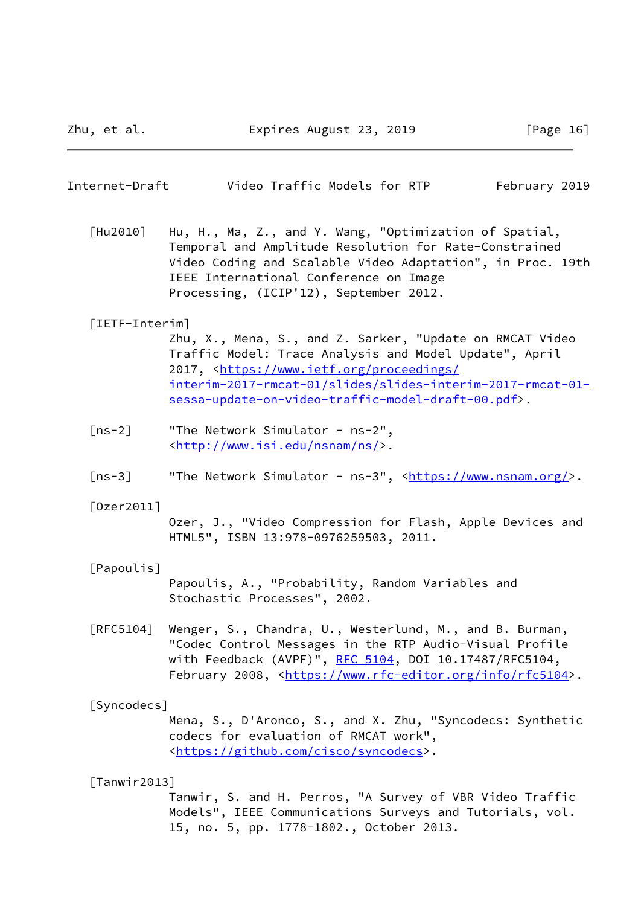[Hu2010] Hu, H., Ma, Z., and Y. Wang, "Optimization of Spatial, Temporal and Amplitude Resolution for Rate-Constrained Video Coding and Scalable Video Adaptation", in Proc. 19th IEEE International Conference on Image Processing, (ICIP'12), September 2012.

[IETF-Interim] Zhu, X., Mena, S., and Z. Sarker, "Update on RMCAT Video Traffic Model: Trace Analysis and Model Update", April 2017, <https://www.ietf.org/proceedings/interim-2017-rmcat-01/slides/slides-interim-2017-rmcat-01-sessa-update-on-video-traffic-model-draft-00.pdf>.

[ns-2] "The Network Simulator - ns-2", <http://www.isi.edu/nsnam/ns/>.

[ns-3] "The Network Simulator - ns-3", <https://www.nsnam.org/>.

[Ozer2011] Ozer, J., "Video Compression for Flash, Apple Devices and HTML5", ISBN 13:978-0976259503, 2011.

[Papoulis] Papoulis, A., "Probability, Random Variables and Stochastic Processes", 2002.

[RFC5104] Wenger, S., Chandra, U., Westerlund, M., and B. Burman, "Codec Control Messages in the RTP Audio-Visual Profile with Feedback (AVPF)", RFC 5104, DOI 10.17487/RFC5104, February 2008, <https://www.rfc-editor.org/info/rfc5104>.

[Syncodecs] Mena, S., D'Aronco, S., and X. Zhu, "Syncodecs: Synthetic codecs for evaluation of RMCAT work", <https://github.com/cisco/syncodecs>.

[Tanwir2013] Tanwir, S. and H. Perros, "A Survey of VBR Video Traffic Models", IEEE Communications Surveys and Tutorials, vol. 15, no. 5, pp. 1778-1802., October 2013.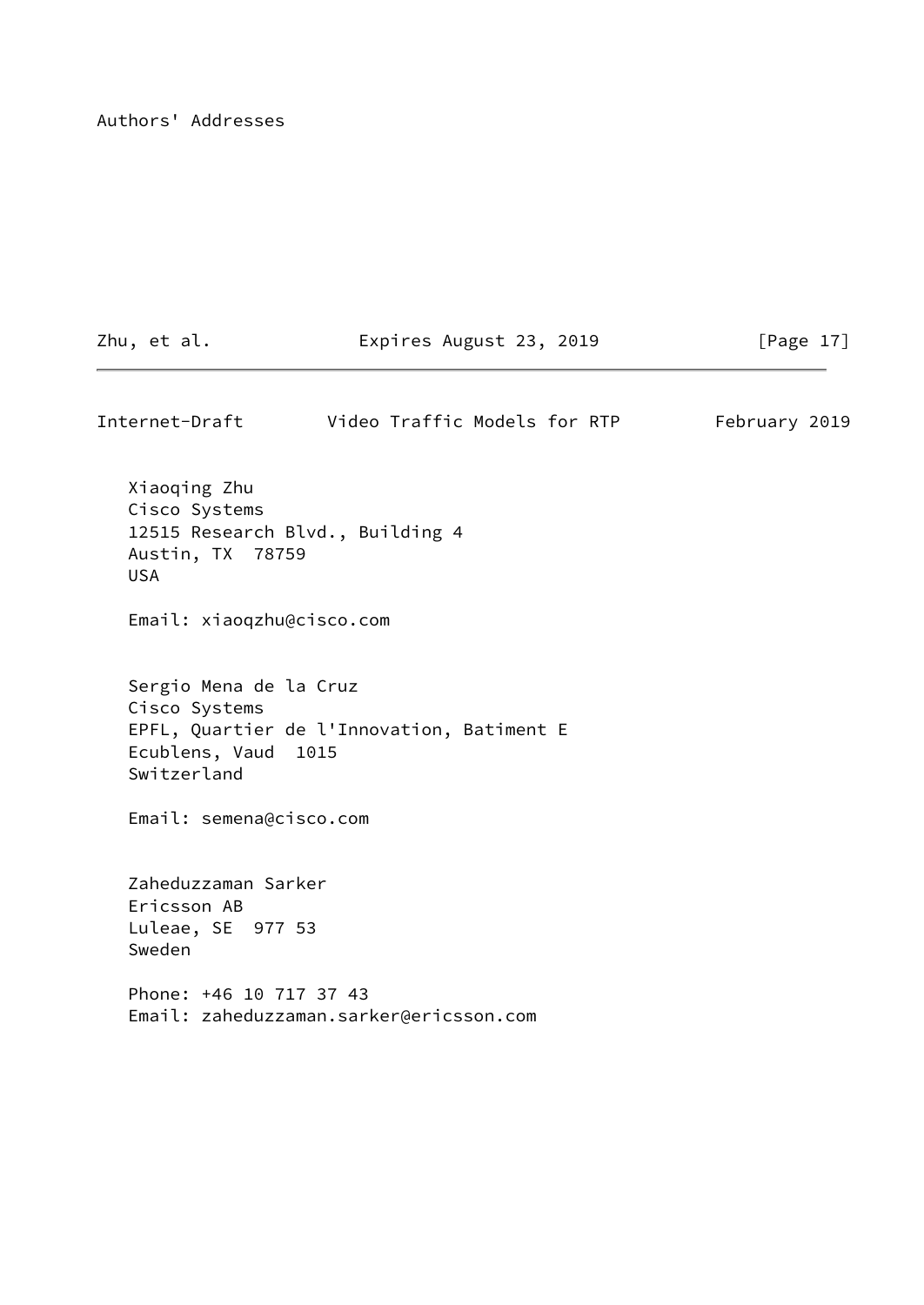# Authors' Addresses

Xiaoqing Zhu
Cisco Systems
12515 Research Blvd., Building 4
Austin, TX  78759
USA

Email: xiaoqzhu@cisco.com

Sergio Mena de la Cruz
Cisco Systems
EPFL, Quartier de l'Innovation, Batiment E
Ecublens, Vaud  1015
Switzerland

Email: semena@cisco.com

Zaheduzzaman Sarker
Ericsson AB
Luleae, SE  977 53
Sweden

Phone: +46 10 717 37 43
Email: zaheduzzaman.sarker@ericsson.com